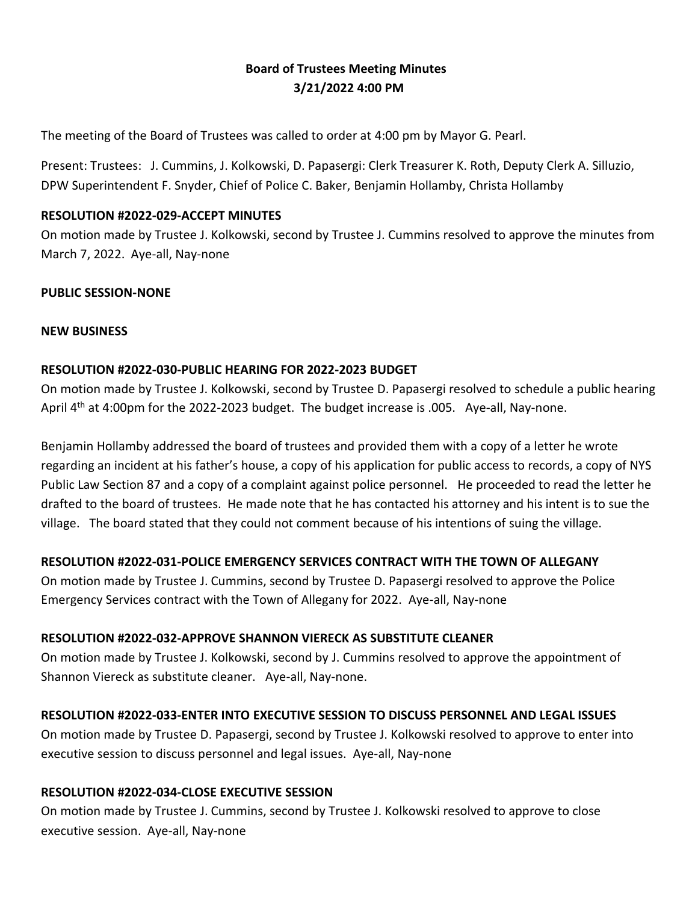# Board of Trustees Meeting Minutes
## 3/21/2022 4:00 PM

The meeting of the Board of Trustees was called to order at 4:00 pm by Mayor G. Pearl.

Present: Trustees: J. Cummins, J. Kolkowski, D. Papasergi: Clerk Treasurer K. Roth, Deputy Clerk A. Silluzio, DPW Superintendent F. Snyder, Chief of Police C. Baker, Benjamin Hollamby, Christa Hollamby

**RESOLUTION #2022-029-ACCEPT MINUTES**
On motion made by Trustee J. Kolkowski, second by Trustee J. Cummins resolved to approve the minutes from March 7, 2022. Aye-all, Nay-none

**PUBLIC SESSION-NONE**

**NEW BUSINESS**

**RESOLUTION #2022-030-PUBLIC HEARING FOR 2022-2023 BUDGET**
On motion made by Trustee J. Kolkowski, second by Trustee D. Papasergi resolved to schedule a public hearing April 4th at 4:00pm for the 2022-2023 budget. The budget increase is .005. Aye-all, Nay-none.

Benjamin Hollamby addressed the board of trustees and provided them with a copy of a letter he wrote regarding an incident at his father's house, a copy of his application for public access to records, a copy of NYS Public Law Section 87 and a copy of a complaint against police personnel. He proceeded to read the letter he drafted to the board of trustees. He made note that he has contacted his attorney and his intent is to sue the village. The board stated that they could not comment because of his intentions of suing the village.

**RESOLUTION #2022-031-POLICE EMERGENCY SERVICES CONTRACT WITH THE TOWN OF ALLEGANY**
On motion made by Trustee J. Cummins, second by Trustee D. Papasergi resolved to approve the Police Emergency Services contract with the Town of Allegany for 2022. Aye-all, Nay-none

**RESOLUTION #2022-032-APPROVE SHANNON VIERECK AS SUBSTITUTE CLEANER**
On motion made by Trustee J. Kolkowski, second by J. Cummins resolved to approve the appointment of Shannon Viereck as substitute cleaner. Aye-all, Nay-none.

**RESOLUTION #2022-033-ENTER INTO EXECUTIVE SESSION TO DISCUSS PERSONNEL AND LEGAL ISSUES**
On motion made by Trustee D. Papasergi, second by Trustee J. Kolkowski resolved to approve to enter into executive session to discuss personnel and legal issues. Aye-all, Nay-none

**RESOLUTION #2022-034-CLOSE EXECUTIVE SESSION**
On motion made by Trustee J. Cummins, second by Trustee J. Kolkowski resolved to approve to close executive session. Aye-all, Nay-none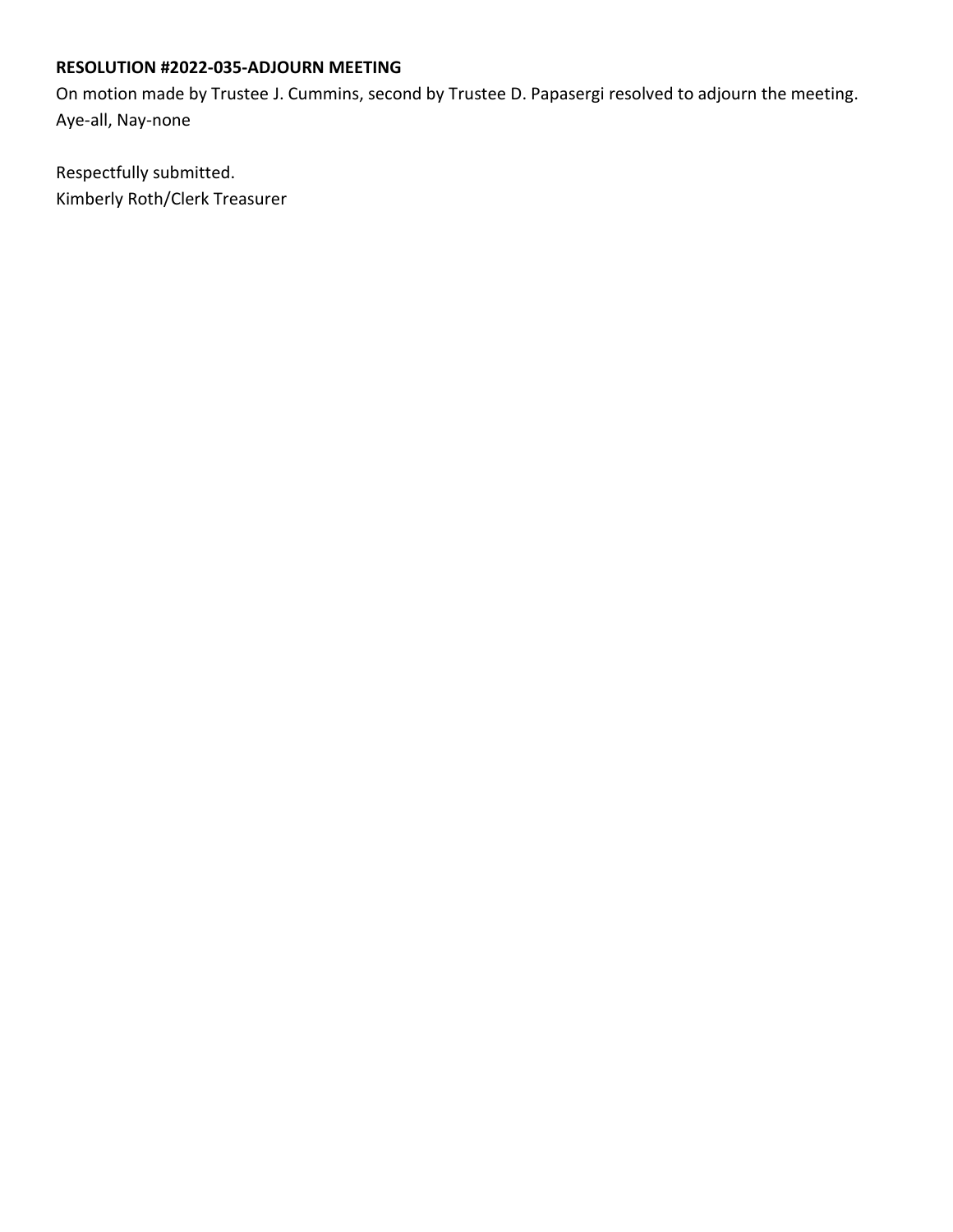**RESOLUTION #2022-035-ADJOURN MEETING**

On motion made by Trustee J. Cummins, second by Trustee D. Papasergi resolved to adjourn the meeting.
Aye-all, Nay-none

Respectfully submitted.
Kimberly Roth/Clerk Treasurer